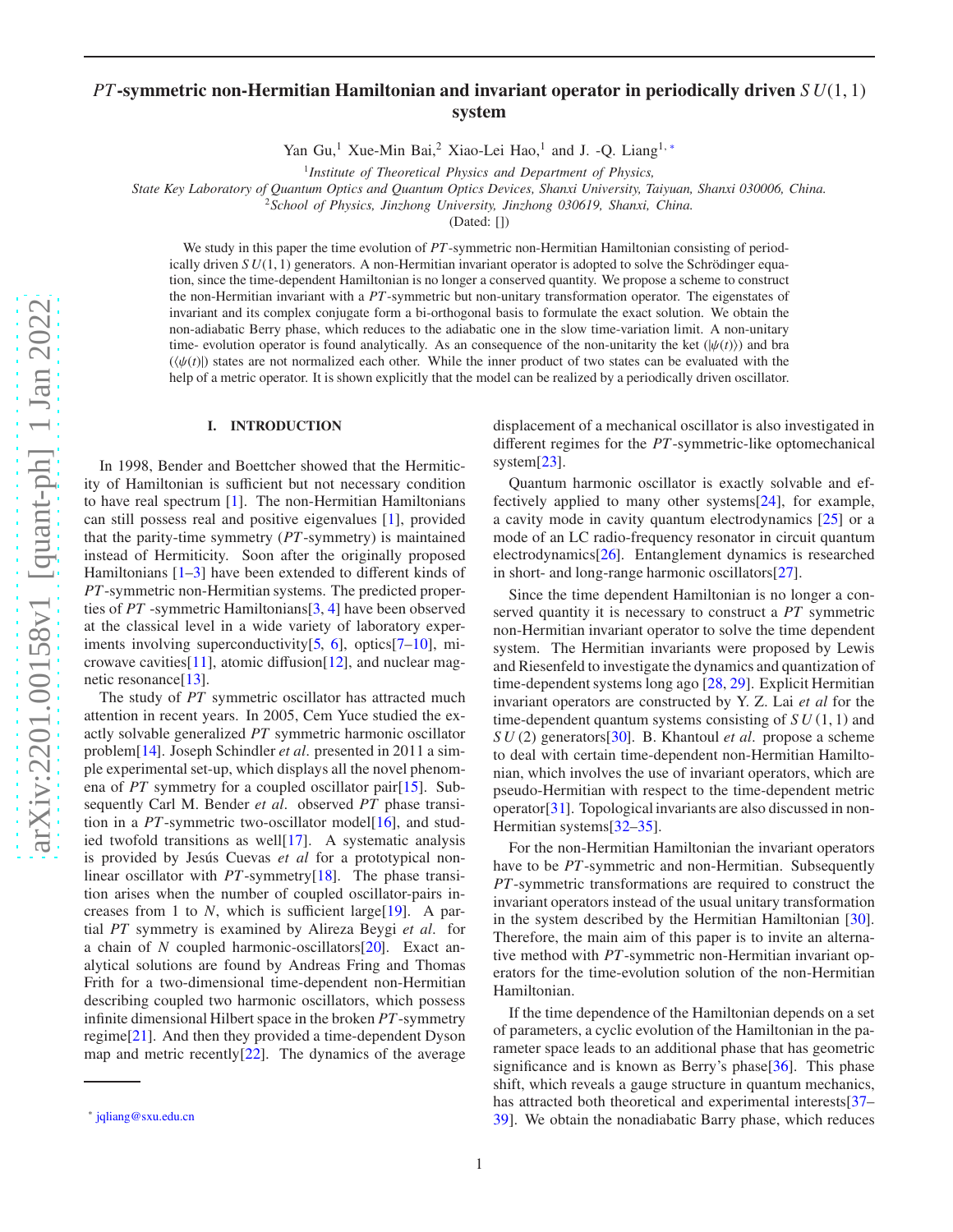# $PT$-symmetric non-Hermitian Hamiltonian and invariant operator in periodically driven $SU(1,1)$ system

Yan Gu,[1] Xue-Min Bai,[2] Xiao-Lei Hao,[1] and J. -Q. Liang[1,*]

[1] *Institute of Theoretical Physics and Department of Physics, State Key Laboratory of Quantum Optics and Quantum Optics Devices, Shanxi University, Taiyuan, Shanxi 030006, China.*

[2] *School of Physics, Jinzhong University, Jinzhong 030619, Shanxi, China.*

(Dated: [])

We study in this paper the time evolution of $PT$-symmetric non-Hermitian Hamiltonian consisting of periodically driven $SU(1,1)$ generators. A non-Hermitian invariant operator is adopted to solve the Schrödinger equation, since the time-dependent Hamiltonian is no longer a conserved quantity. We propose a scheme to construct the non-Hermitian invariant with a $PT$-symmetric but non-unitary transformation operator. The eigenstates of invariant and its complex conjugate form a bi-orthogonal basis to formulate the exact solution. We obtain the non-adiabatic Berry phase, which reduces to the adiabatic one in the slow time-variation limit. A non-unitary time- evolution operator is found analytically. As an consequence of the non-unitarity the ket ($|\psi(t)\rangle$) and bra ($\langle\psi(t)|$) states are not normalized each other. While the inner product of two states can be evaluated with the help of a metric operator. It is shown explicitly that the model can be realized by a periodically driven oscillator.

## I. INTRODUCTION

In 1998, Bender and Boettcher showed that the Hermiticity of Hamiltonian is sufficient but not necessary condition to have real spectrum [1]. The non-Hermitian Hamiltonians can still possess real and positive eigenvalues [1], provided that the parity-time symmetry ($PT$-symmetry) is maintained instead of Hermiticity. Soon after the originally proposed Hamiltonians [1–3] have been extended to different kinds of $PT$-symmetric non-Hermitian systems. The predicted properties of $PT$ -symmetric Hamiltonians[3, 4] have been observed at the classical level in a wide variety of laboratory experiments involving superconductivity[5, 6], optics[7–10], microwave cavities[11], atomic diffusion[12], and nuclear magnetic resonance[13].

The study of $PT$ symmetric oscillator has attracted much attention in recent years. In 2005, Cem Yuce studied the exactly solvable generalized $PT$ symmetric harmonic oscillator problem[14]. Joseph Schindler *et al*. presented in 2011 a simple experimental set-up, which displays all the novel phenomena of $PT$ symmetry for a coupled oscillator pair[15]. Subsequently Carl M. Bender *et al*. observed $PT$ phase transition in a $PT$-symmetric two-oscillator model[16], and studied twofold transitions as well[17]. A systematic analysis is provided by Jesús Cuevas *et al* for a prototypical nonlinear oscillator with $PT$-symmetry[18]. The phase transition arises when the number of coupled oscillator-pairs increases from 1 to $N$, which is sufficient large[19]. A partial $PT$ symmetry is examined by Alireza Beygi *et al*. for a chain of $N$ coupled harmonic-oscillators[20]. Exact analytical solutions are found by Andreas Fring and Thomas Frith for a two-dimensional time-dependent non-Hermitian describing coupled two harmonic oscillators, which possess infinite dimensional Hilbert space in the broken $PT$-symmetry regime[21]. And then they provided a time-dependent Dyson map and metric recently[22]. The dynamics of the average displacement of a mechanical oscillator is also investigated in different regimes for the $PT$-symmetric-like optomechanical system[23].

Quantum harmonic oscillator is exactly solvable and effectively applied to many other systems[24], for example, a cavity mode in cavity quantum electrodynamics [25] or a mode of an LC radio-frequency resonator in circuit quantum electrodynamics[26]. Entanglement dynamics is researched in short- and long-range harmonic oscillators[27].

Since the time dependent Hamiltonian is no longer a conserved quantity it is necessary to construct a $PT$ symmetric non-Hermitian invariant operator to solve the time dependent system. The Hermitian invariants were proposed by Lewis and Riesenfeld to investigate the dynamics and quantization of time-dependent systems long ago [28, 29]. Explicit Hermitian invariant operators are constructed by Y. Z. Lai *et al* for the time-dependent quantum systems consisting of $SU(1,1)$ and $SU(2)$ generators[30]. B. Khantoul *et al*. propose a scheme to deal with certain time-dependent non-Hermitian Hamiltonian, which involves the use of invariant operators, which are pseudo-Hermitian with respect to the time-dependent metric operator[31]. Topological invariants are also discussed in non-Hermitian systems[32–35].

For the non-Hermitian Hamiltonian the invariant operators have to be $PT$-symmetric and non-Hermitian. Subsequently $PT$-symmetric transformations are required to construct the invariant operators instead of the usual unitary transformation in the system described by the Hermitian Hamiltonian [30]. Therefore, the main aim of this paper is to invite an alternative method with $PT$-symmetric non-Hermitian invariant operators for the time-evolution solution of the non-Hermitian Hamiltonian.

If the time dependence of the Hamiltonian depends on a set of parameters, a cyclic evolution of the Hamiltonian in the parameter space leads to an additional phase that has geometric significance and is known as Berry's phase[36]. This phase shift, which reveals a gauge structure in quantum mechanics, has attracted both theoretical and experimental interests[37–39]. We obtain the nonadiabatic Barry phase, which reduces

* jqliang@sxu.edu.cn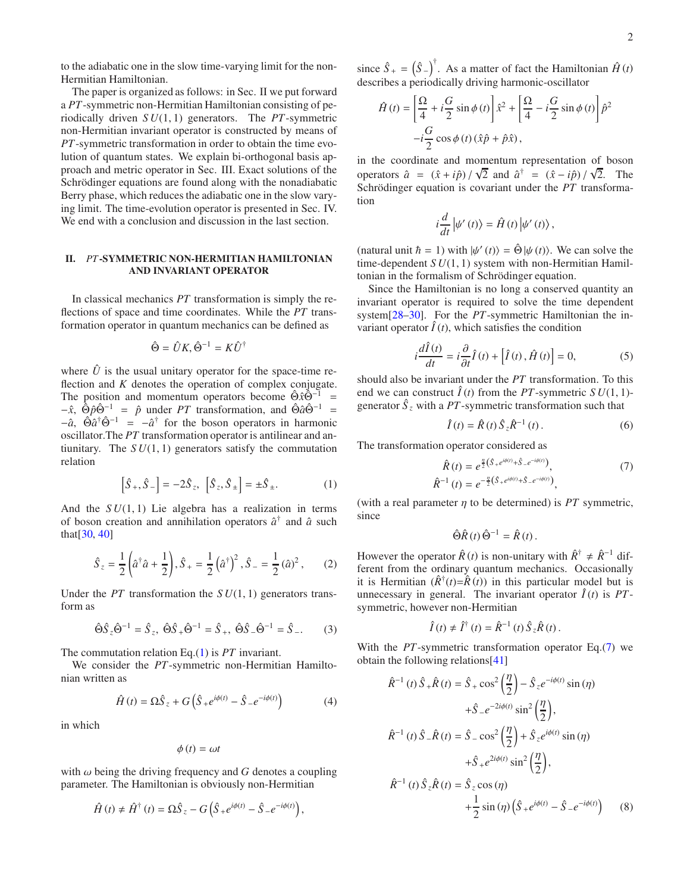to the adiabatic one in the slow time-varying limit for the non-Hermitian Hamiltonian.

The paper is organized as follows: in Sec. II we put forward a $PT$-symmetric non-Hermitian Hamiltonian consisting of periodically driven $SU(1,1)$ generators. The $PT$-symmetric non-Hermitian invariant operator is constructed by means of $PT$-symmetric transformation in order to obtain the time evolution of quantum states. We explain bi-orthogonal basis approach and metric operator in Sec. III. Exact solutions of the Schrödinger equations are found along with the nonadiabatic Berry phase, which reduces the adiabatic one in the slow varying limit. The time-evolution operator is presented in Sec. IV. We end with a conclusion and discussion in the last section.

## II. $PT$-SYMMETRIC NON-HERMITIAN HAMILTONIAN AND INVARIANT OPERATOR

In classical mechanics $PT$ transformation is simply the reflections of space and time coordinates. While the $PT$ transformation operator in quantum mechanics can be defined as

$$\hat{\Theta} = \hat{U}K, \hat{\Theta}^{-1} = K\hat{U}^{\dagger}$$

where $\hat{U}$ is the usual unitary operator for the space-time reflection and $K$ denotes the operation of complex conjugate. The position and momentum operators become $\hat{\Theta}\hat{x}\hat{\Theta}^{-1} = -\hat{x}$, $\hat{\Theta}\hat{p}\hat{\Theta}^{-1} = \hat{p}$ under $PT$ transformation, and $\hat{\Theta}\hat{a}\hat{\Theta}^{-1} = -\hat{a}$, $\hat{\Theta}\hat{a}^{\dagger}\hat{\Theta}^{-1} = -\hat{a}^{\dagger}$ for the boson operators in harmonic oscillator.The $PT$ transformation operator is antilinear and antiunitary. The $SU(1,1)$ generators satisfy the commutation relation

$$\left[\hat{S}_{+}, \hat{S}_{-}\right] = -2\hat{S}_{z},\ \left[\hat{S}_{z}, \hat{S}_{\pm}\right] = \pm\hat{S}_{\pm}. \tag{1}$$

And the $SU(1,1)$ Lie algebra has a realization in terms of boson creation and annihilation operators $\hat{a}^{\dagger}$ and $\hat{a}$ such that[30, 40]

$$\hat{S}_{z} = \frac{1}{2}\left(\hat{a}^{\dagger}\hat{a} + \frac{1}{2}\right), \hat{S}_{+} = \frac{1}{2}\left(\hat{a}^{\dagger}\right)^{2}, \hat{S}_{-} = \frac{1}{2}\left(\hat{a}\right)^{2}, \tag{2}$$

Under the $PT$ transformation the $SU(1,1)$ generators transform as

$$\hat{\Theta}\hat{S}_{z}\hat{\Theta}^{-1} = \hat{S}_{z},\ \hat{\Theta}\hat{S}_{+}\hat{\Theta}^{-1} = \hat{S}_{+},\ \hat{\Theta}\hat{S}_{-}\hat{\Theta}^{-1} = \hat{S}_{-}. \tag{3}$$

The commutation relation Eq.(1) is $PT$ invariant.

We consider the $PT$-symmetric non-Hermitian Hamiltonian written as

$$\hat{H}(t) = \Omega\hat{S}_{z} + G\left(\hat{S}_{+}e^{i\phi(t)} - \hat{S}_{-}e^{-i\phi(t)}\right) \tag{4}$$

in which

$$\phi(t) = \omega t$$

with $\omega$ being the driving frequency and $G$ denotes a coupling parameter. The Hamiltonian is obviously non-Hermitian

$$\hat{H}(t) \neq \hat{H}^{\dagger}(t) = \Omega\hat{S}_{z} - G\left(\hat{S}_{+}e^{i\phi(t)} - \hat{S}_{-}e^{-i\phi(t)}\right),$$

since $\hat{S}_{+} = \left(\hat{S}_{-}\right)^{\dagger}$. As a matter of fact the Hamiltonian $\hat{H}(t)$ describes a periodically driving harmonic-oscillator

$$\hat{H}(t) = \left[\frac{\Omega}{4} + i\frac{G}{2}\sin\phi(t)\right]\hat{x}^{2} + \left[\frac{\Omega}{4} - i\frac{G}{2}\sin\phi(t)\right]\hat{p}^{2}$$
$$-i\frac{G}{2}\cos\phi(t)\left(\hat{x}\hat{p} + \hat{p}\hat{x}\right),$$

in the coordinate and momentum representation of boson operators $\hat{a} = (\hat{x} + i\hat{p})/\sqrt{2}$ and $\hat{a}^{\dagger} = (\hat{x} - i\hat{p})/\sqrt{2}$. The Schrödinger equation is covariant under the $PT$ transformation

$$i\frac{d}{dt}\left|\psi'(t)\right\rangle = \hat{H}(t)\left|\psi'(t)\right\rangle,$$

(natural unit $\hbar = 1$) with $|\psi'(t)\rangle = \hat{\Theta}|\psi(t)\rangle$. We can solve the time-dependent $SU(1,1)$ system with non-Hermitian Hamiltonian in the formalism of Schrödinger equation.

Since the Hamiltonian is no long a conserved quantity an invariant operator is required to solve the time dependent system[28–30]. For the $PT$-symmetric Hamiltonian the invariant operator $\hat{I}(t)$, which satisfies the condition

$$i\frac{d\hat{I}(t)}{dt} = i\frac{\partial}{\partial t}\hat{I}(t) + \left[\hat{I}(t), \hat{H}(t)\right] = 0, \tag{5}$$

should also be invariant under the $PT$ transformation. To this end we can construct $\hat{I}(t)$ from the $PT$-symmetric $SU(1,1)$-generator $\hat{S}_{z}$ with a $PT$-symmetric transformation such that

$$\hat{I}(t) = \hat{R}(t)\hat{S}_{z}\hat{R}^{-1}(t). \tag{6}$$

The transformation operator considered as

$$\hat{R}(t) = e^{\frac{\eta}{2}\left(\hat{S}_{+}e^{i\phi(t)} + \hat{S}_{-}e^{-i\phi(t)}\right)},$$
$$\hat{R}^{-1}(t) = e^{-\frac{\eta}{2}\left(\hat{S}_{+}e^{i\phi(t)} + \hat{S}_{-}e^{-i\phi(t)}\right)}, \tag{7}$$

(with a real parameter $\eta$ to be determined) is $PT$ symmetric, since

$$\hat{\Theta}\hat{R}(t)\hat{\Theta}^{-1} = \hat{R}(t).$$

However the operator $\hat{R}(t)$ is non-unitary with $\hat{R}^{\dagger} \neq \hat{R}^{-1}$ different from the ordinary quantum mechanics. Occasionally it is Hermitian ($\hat{R}^{\dagger}(t)$=$\hat{R}(t)$) in this particular model but is unnecessary in general. The invariant operator $\hat{I}(t)$ is $PT$-symmetric, however non-Hermitian

$$\hat{I}(t) \neq \hat{I}^{\dagger}(t) = \hat{R}^{-1}(t)\hat{S}_{z}\hat{R}(t).$$

With the $PT$-symmetric transformation operator Eq.(7) we obtain the following relations[41]

$$\hat{R}^{-1}(t)\hat{S}_{+}\hat{R}(t) = \hat{S}_{+}\cos^{2}\left(\frac{\eta}{2}\right) - \hat{S}_{z}e^{-i\phi(t)}\sin(\eta) + \hat{S}_{-}e^{-2i\phi(t)}\sin^{2}\left(\frac{\eta}{2}\right),$$

$$\hat{R}^{-1}(t)\hat{S}_{-}\hat{R}(t) = \hat{S}_{-}\cos^{2}\left(\frac{\eta}{2}\right) + \hat{S}_{z}e^{i\phi(t)}\sin(\eta) + \hat{S}_{+}e^{2i\phi(t)}\sin^{2}\left(\frac{\eta}{2}\right),$$

$$\hat{R}^{-1}(t)\hat{S}_{z}\hat{R}(t) = \hat{S}_{z}\cos(\eta) + \frac{1}{2}\sin(\eta)\left(\hat{S}_{+}e^{i\phi(t)} - \hat{S}_{-}e^{-i\phi(t)}\right) \tag{8}$$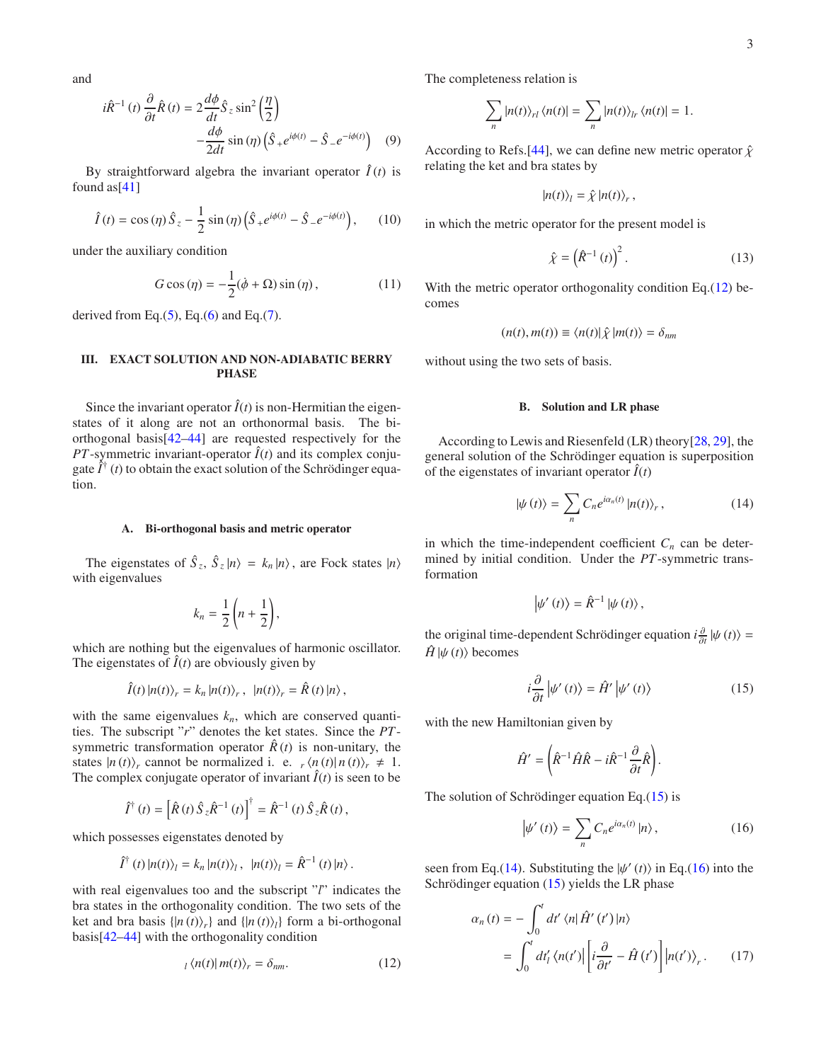and

$$i\hat{R}^{-1}(t)\frac{\partial}{\partial t}\hat{R}(t) = 2\frac{d\phi}{dt}\hat{S}_z\sin^2\left(\frac{\eta}{2}\right) - \frac{d\phi}{2dt}\sin(\eta)\left(\hat{S}_+e^{i\phi(t)} - \hat{S}_-e^{-i\phi(t)}\right) \quad (9)$$

By straightforward algebra the invariant operator $\hat{I}(t)$ is found as[41]

$$\hat{I}(t) = \cos(\eta)\hat{S}_z - \frac{1}{2}\sin(\eta)\left(\hat{S}_+e^{i\phi(t)} - \hat{S}_-e^{-i\phi(t)}\right), \quad (10)$$

under the auxiliary condition

$$G\cos(\eta) = -\frac{1}{2}(\dot{\phi}+\Omega)\sin(\eta), \quad (11)$$

derived from Eq.(5), Eq.(6) and Eq.(7).

## III. EXACT SOLUTION AND NON-ADIABATIC BERRY PHASE

Since the invariant operator $\hat{I}(t)$ is non-Hermitian the eigenstates of it along are not an orthonormal basis. The bi-orthogonal basis[42–44] are requested respectively for the $PT$-symmetric invariant-operator $\hat{I}(t)$ and its complex conjugate $\hat{I}^{\dagger}(t)$ to obtain the exact solution of the Schrödinger equation.

### A. Bi-orthogonal basis and metric operator

The eigenstates of $\hat{S}_z$, $\hat{S}_z|n\rangle = k_n|n\rangle$, are Fock states $|n\rangle$ with eigenvalues

$$k_n = \frac{1}{2}\left(n+\frac{1}{2}\right),$$

which are nothing but the eigenvalues of harmonic oscillator. The eigenstates of $\hat{I}(t)$ are obviously given by

$$\hat{I}(t)|n(t)\rangle_r = k_n|n(t)\rangle_r, \quad |n(t)\rangle_r = \hat{R}(t)|n\rangle,$$

with the same eigenvalues $k_n$, which are conserved quantities. The subscript "$r$" denotes the ket states. Since the $PT$-symmetric transformation operator $\hat{R}(t)$ is non-unitary, the states $|n(t)\rangle_r$ cannot be normalized i. e. ${}_r\langle n(t)|n(t)\rangle_r \neq 1$. The complex conjugate operator of invariant $\hat{I}(t)$ is seen to be

$$\hat{I}^{\dagger}(t) = \left[\hat{R}(t)\hat{S}_z\hat{R}^{-1}(t)\right]^{\dagger} = \hat{R}^{-1}(t)\hat{S}_z\hat{R}(t),$$

which possesses eigenstates denoted by

$$\hat{I}^{\dagger}(t)|n(t)\rangle_l = k_n|n(t)\rangle_l, \quad |n(t)\rangle_l = \hat{R}^{-1}(t)|n\rangle.$$

with real eigenvalues too and the subscript "$l$" indicates the bra states in the orthogonality condition. The two sets of the ket and bra basis $\{|n(t)\rangle_r\}$ and $\{|n(t)\rangle_l\}$ form a bi-orthogonal basis[42–44] with the orthogonality condition

$${}_l\langle n(t)|m(t)\rangle_r = \delta_{nm}. \quad (12)$$

The completeness relation is

$$\sum_n |n(t)\rangle_{rl}\langle n(t)| = \sum_n |n(t)\rangle_{lr}\langle n(t)| = 1.$$

According to Refs.[44], we can define new metric operator $\hat{\chi}$ relating the ket and bra states by

$$|n(t)\rangle_l = \hat{\chi}|n(t)\rangle_r,$$

in which the metric operator for the present model is

$$\hat{\chi} = \left(\hat{R}^{-1}(t)\right)^2. \quad (13)$$

With the metric operator orthogonality condition Eq.(12) becomes

$$(n(t), m(t)) \equiv \langle n(t)|\hat{\chi}|m(t)\rangle = \delta_{nm}$$

without using the two sets of basis.

### B. Solution and LR phase

According to Lewis and Riesenfeld (LR) theory[28, 29], the general solution of the Schrödinger equation is superposition of the eigenstates of invariant operator $\hat{I}(t)$

$$|\psi(t)\rangle = \sum_n C_n e^{i\alpha_n(t)}|n(t)\rangle_r, \quad (14)$$

in which the time-independent coefficient $C_n$ can be determined by initial condition. Under the $PT$-symmetric transformation

$$|\psi'(t)\rangle = \hat{R}^{-1}|\psi(t)\rangle,$$

the original time-dependent Schrödinger equation $i\frac{\partial}{\partial t}|\psi(t)\rangle = \hat{H}|\psi(t)\rangle$ becomes

$$i\frac{\partial}{\partial t}|\psi'(t)\rangle = \hat{H}'|\psi'(t)\rangle \quad (15)$$

with the new Hamiltonian given by

$$\hat{H}' = \left(\hat{R}^{-1}\hat{H}\hat{R} - i\hat{R}^{-1}\frac{\partial}{\partial t}\hat{R}\right).$$

The solution of Schrödinger equation Eq.(15) is

$$|\psi'(t)\rangle = \sum_n C_n e^{i\alpha_n(t)}|n\rangle, \quad (16)$$

seen from Eq.(14). Substituting the $|\psi'(t)\rangle$ in Eq.(16) into the Schrödinger equation (15) yields the LR phase

$$\alpha_n(t) = -\int_0^t dt'\langle n|\hat{H}'(t')|n\rangle = \int_0^t dt'_l\langle n(t')|\left[i\frac{\partial}{\partial t'} - \hat{H}(t')\right]|n(t')\rangle_r. \quad (17)$$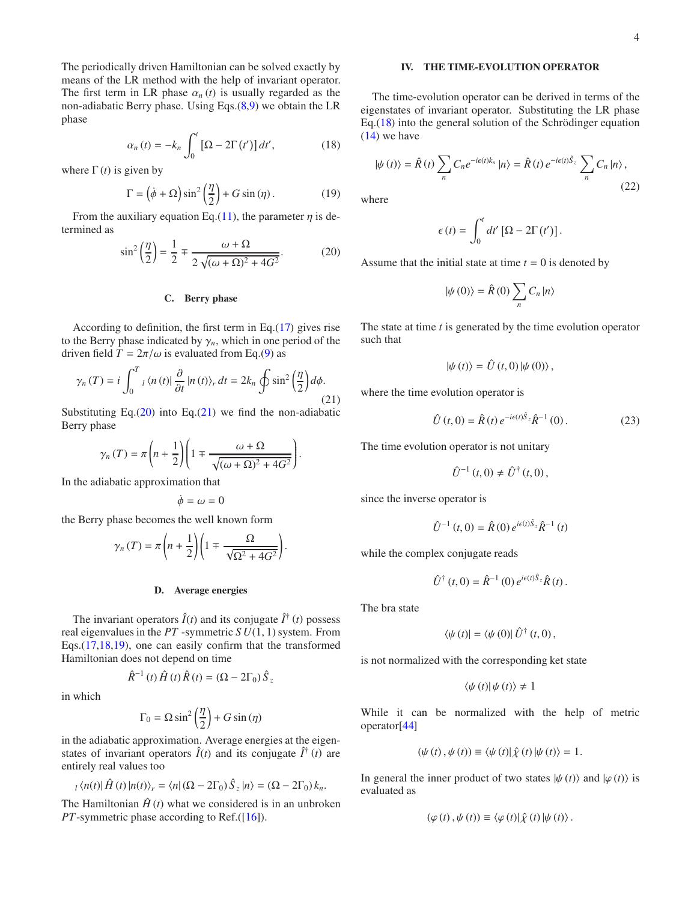The periodically driven Hamiltonian can be solved exactly by means of the LR method with the help of invariant operator. The first term in LR phase $\alpha_n(t)$ is usually regarded as the non-adiabatic Berry phase. Using Eqs.(8,9) we obtain the LR phase

$$\alpha_n(t) = -k_n \int_0^t [\Omega - 2\Gamma(t')] \, dt', \tag{18}$$

where $\Gamma(t)$ is given by

$$\Gamma = \left(\dot{\phi} + \Omega\right) \sin^2\left(\frac{\eta}{2}\right) + G \sin(\eta). \tag{19}$$

From the auxiliary equation Eq.(11), the parameter $\eta$ is determined as

$$\sin^2\left(\frac{\eta}{2}\right) = \frac{1}{2} \mp \frac{\omega + \Omega}{2\sqrt{(\omega + \Omega)^2 + 4G^2}}. \tag{20}$$

### C. Berry phase

According to definition, the first term in Eq.(17) gives rise to the Berry phase indicated by $\gamma_n$, which in one period of the driven field $T = 2\pi/\omega$ is evaluated from Eq.(9) as

$$\gamma_n(T) = i \int_0^T {}_l\langle n(t)| \frac{\partial}{\partial t} |n(t)\rangle_r \, dt = 2k_n \oint \sin^2\left(\frac{\eta}{2}\right) d\phi. \tag{21}$$

Substituting Eq.(20) into Eq.(21) we find the non-adiabatic Berry phase

$$\gamma_n(T) = \pi \left(n + \frac{1}{2}\right) \left(1 \mp \frac{\omega + \Omega}{\sqrt{(\omega + \Omega)^2 + 4G^2}}\right).$$

In the adiabatic approximation that

$$\dot{\phi} = \omega = 0$$

the Berry phase becomes the well known form

$$\gamma_n(T) = \pi \left(n + \frac{1}{2}\right) \left(1 \mp \frac{\Omega}{\sqrt{\Omega^2 + 4G^2}}\right).$$

### D. Average energies

The invariant operators $\hat{I}(t)$ and its conjugate $\hat{I}^\dagger(t)$ possess real eigenvalues in the $PT$-symmetric $SU(1,1)$ system. From Eqs.(17,18,19), one can easily confirm that the transformed Hamiltonian does not depend on time

$$\hat{R}^{-1}(t) \hat{H}(t) \hat{R}(t) = (\Omega - 2\Gamma_0) \hat{S}_z$$

in which

$$\Gamma_0 = \Omega \sin^2\left(\frac{\eta}{2}\right) + G \sin(\eta)$$

in the adiabatic approximation. Average energies at the eigenstates of invariant operators $\hat{I}(t)$ and its conjugate $\hat{I}^\dagger(t)$ are entirely real values too

$${}_l\langle n(t)| \hat{H}(t) |n(t)\rangle_r = \langle n| (\Omega - 2\Gamma_0) \hat{S}_z |n\rangle = (\Omega - 2\Gamma_0) k_n.$$

The Hamiltonian $\hat{H}(t)$ what we considered is in an unbroken $PT$-symmetric phase according to Ref.([16]).

## IV. THE TIME-EVOLUTION OPERATOR

The time-evolution operator can be derived in terms of the eigenstates of invariant operator. Substituting the LR phase Eq.(18) into the general solution of the Schrödinger equation (14) we have

$$|\psi(t)\rangle = \hat{R}(t) \sum_n C_n e^{-i\epsilon(t) k_n} |n\rangle = \hat{R}(t) e^{-i\epsilon(t)\hat{S}_z} \sum_n C_n |n\rangle, \tag{22}$$

where

$$\epsilon(t) = \int_0^t dt' \, [\Omega - 2\Gamma(t')].$$

Assume that the initial state at time $t = 0$ is denoted by

$$|\psi(0)\rangle = \hat{R}(0) \sum_n C_n |n\rangle$$

The state at time $t$ is generated by the time evolution operator such that

$$|\psi(t)\rangle = \hat{U}(t,0) |\psi(0)\rangle,$$

where the time evolution operator is

$$\hat{U}(t,0) = \hat{R}(t) e^{-i\epsilon(t)\hat{S}_z} \hat{R}^{-1}(0). \tag{23}$$

The time evolution operator is not unitary

$$\hat{U}^{-1}(t,0) \neq \hat{U}^\dagger(t,0),$$

since the inverse operator is

$$\hat{U}^{-1}(t,0) = \hat{R}(0) e^{i\epsilon(t)\hat{S}_z} \hat{R}^{-1}(t)$$

while the complex conjugate reads

$$\hat{U}^\dagger(t,0) = \hat{R}^{-1}(0) e^{i\epsilon(t)\hat{S}_z} \hat{R}(t).$$

The bra state

$$\langle\psi(t)| = \langle\psi(0)| \hat{U}^\dagger(t,0),$$

is not normalized with the corresponding ket state

$$\langle\psi(t)|\psi(t)\rangle \neq 1$$

While it can be normalized with the help of metric operator[44]

$$(\psi(t), \psi(t)) \equiv \langle\psi(t)| \hat{\chi}(t) |\psi(t)\rangle = 1.$$

In general the inner product of two states $|\psi(t)\rangle$ and $|\varphi(t)\rangle$ is evaluated as

$$(\varphi(t), \psi(t)) \equiv \langle\varphi(t)| \hat{\chi}(t) |\psi(t)\rangle.$$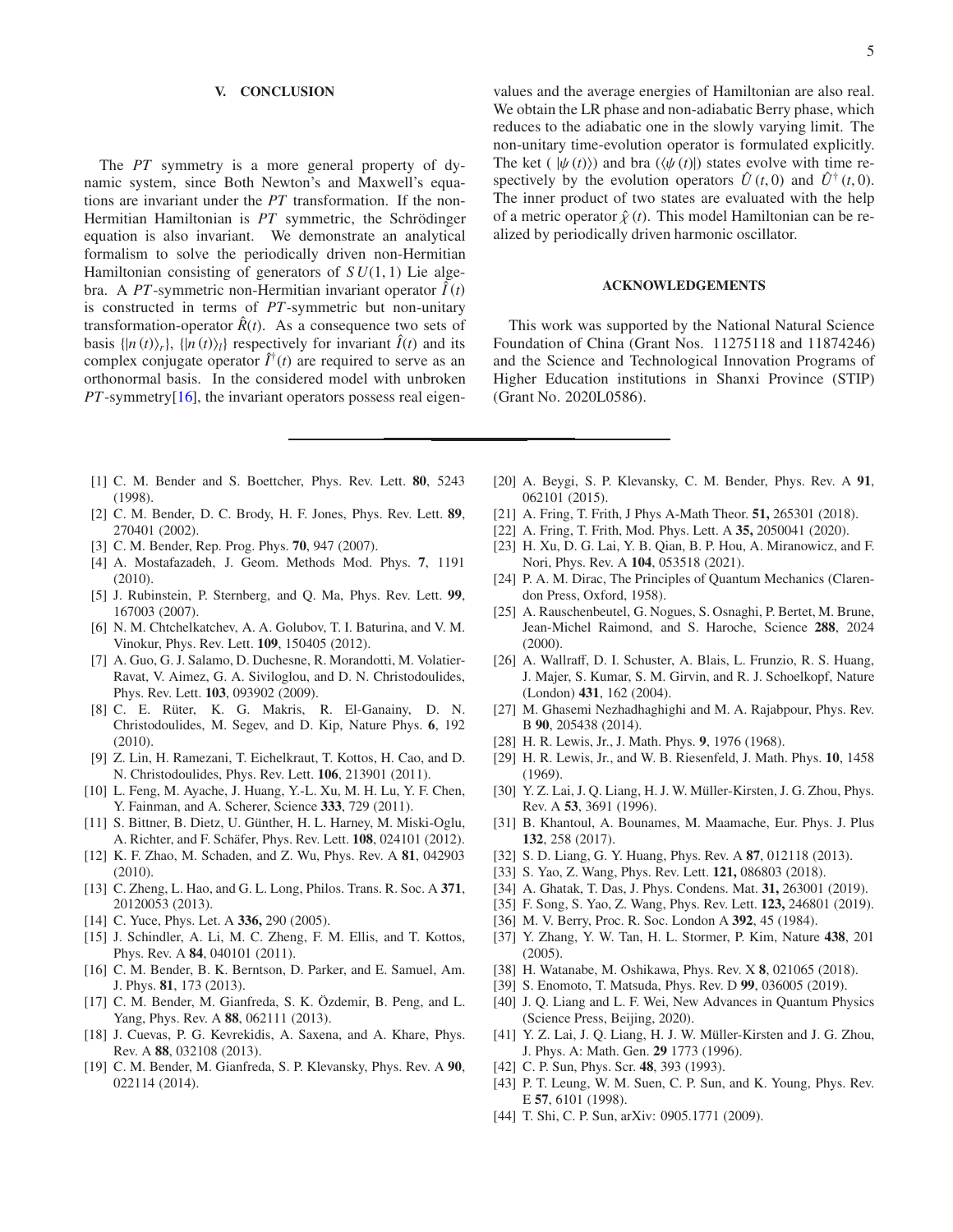## V. CONCLUSION

The *PT* symmetry is a more general property of dynamic system, since Both Newton's and Maxwell's equations are invariant under the *PT* transformation. If the non-Hermitian Hamiltonian is *PT* symmetric, the Schrödinger equation is also invariant. We demonstrate an analytical formalism to solve the periodically driven non-Hermitian Hamiltonian consisting of generators of $SU(1,1)$ Lie algebra. A *PT*-symmetric non-Hermitian invariant operator $\hat{I}(t)$ is constructed in terms of *PT*-symmetric but non-unitary transformation-operator $\hat{R}(t)$. As a consequence two sets of basis $\{|n(t)\rangle_r\}$, $\{|n(t)\rangle_l\}$ respectively for invariant $\hat{I}(t)$ and its complex conjugate operator $\hat{I}^{\dagger}(t)$ are required to serve as an orthonormal basis. In the considered model with unbroken *PT*-symmetry[16], the invariant operators possess real eigenvalues and the average energies of Hamiltonian are also real. We obtain the LR phase and non-adiabatic Berry phase, which reduces to the adiabatic one in the slowly varying limit. The non-unitary time-evolution operator is formulated explicitly. The ket ( $|\psi(t)\rangle$) and bra ($\langle\psi(t)|$) states evolve with time respectively by the evolution operators $\hat{U}(t,0)$ and $\hat{U}^{\dagger}(t,0)$. The inner product of two states are evaluated with the help of a metric operator $\hat{\chi}(t)$. This model Hamiltonian can be realized by periodically driven harmonic oscillator.

## ACKNOWLEDGEMENTS

This work was supported by the National Natural Science Foundation of China (Grant Nos. 11275118 and 11874246) and the Science and Technological Innovation Programs of Higher Education institutions in Shanxi Province (STIP) (Grant No. 2020L0586).

---

[1] C. M. Bender and S. Boettcher, Phys. Rev. Lett. **80**, 5243 (1998).
[2] C. M. Bender, D. C. Brody, H. F. Jones, Phys. Rev. Lett. **89**, 270401 (2002).
[3] C. M. Bender, Rep. Prog. Phys. **70**, 947 (2007).
[4] A. Mostafazadeh, J. Geom. Methods Mod. Phys. **7**, 1191 (2010).
[5] J. Rubinstein, P. Sternberg, and Q. Ma, Phys. Rev. Lett. **99**, 167003 (2007).
[6] N. M. Chtchelkatchev, A. A. Golubov, T. I. Baturina, and V. M. Vinokur, Phys. Rev. Lett. **109**, 150405 (2012).
[7] A. Guo, G. J. Salamo, D. Duchesne, R. Morandotti, M. Volatier-Ravat, V. Aimez, G. A. Siviloglou, and D. N. Christodoulides, Phys. Rev. Lett. **103**, 093902 (2009).
[8] C. E. Rüter, K. G. Makris, R. El-Ganainy, D. N. Christodoulides, M. Segev, and D. Kip, Nature Phys. **6**, 192 (2010).
[9] Z. Lin, H. Ramezani, T. Eichelkraut, T. Kottos, H. Cao, and D. N. Christodoulides, Phys. Rev. Lett. **106**, 213901 (2011).
[10] L. Feng, M. Ayache, J. Huang, Y.-L. Xu, M. H. Lu, Y. F. Chen, Y. Fainman, and A. Scherer, Science **333**, 729 (2011).
[11] S. Bittner, B. Dietz, U. Günther, H. L. Harney, M. Miski-Oglu, A. Richter, and F. Schäfer, Phys. Rev. Lett. **108**, 024101 (2012).
[12] K. F. Zhao, M. Schaden, and Z. Wu, Phys. Rev. A **81**, 042903 (2010).
[13] C. Zheng, L. Hao, and G. L. Long, Philos. Trans. R. Soc. A **371**, 20120053 (2013).
[14] C. Yuce, Phys. Let. A **336,** 290 (2005).
[15] J. Schindler, A. Li, M. C. Zheng, F. M. Ellis, and T. Kottos, Phys. Rev. A **84**, 040101 (2011).
[16] C. M. Bender, B. K. Berntson, D. Parker, and E. Samuel, Am. J. Phys. **81**, 173 (2013).
[17] C. M. Bender, M. Gianfreda, S. K. Özdemir, B. Peng, and L. Yang, Phys. Rev. A **88**, 062111 (2013).
[18] J. Cuevas, P. G. Kevrekidis, A. Saxena, and A. Khare, Phys. Rev. A **88**, 032108 (2013).
[19] C. M. Bender, M. Gianfreda, S. P. Klevansky, Phys. Rev. A **90**, 022114 (2014).
[20] A. Beygi, S. P. Klevansky, C. M. Bender, Phys. Rev. A **91**, 062101 (2015).
[21] A. Fring, T. Frith, J Phys A-Math Theor. **51,** 265301 (2018).
[22] A. Fring, T. Frith, Mod. Phys. Lett. A **35,** 2050041 (2020).
[23] H. Xu, D. G. Lai, Y. B. Qian, B. P. Hou, A. Miranowicz, and F. Nori, Phys. Rev. A **104**, 053518 (2021).
[24] P. A. M. Dirac, The Principles of Quantum Mechanics (Clarendon Press, Oxford, 1958).
[25] A. Rauschenbeutel, G. Nogues, S. Osnaghi, P. Bertet, M. Brune, Jean-Michel Raimond, and S. Haroche, Science **288**, 2024 (2000).
[26] A. Wallraff, D. I. Schuster, A. Blais, L. Frunzio, R. S. Huang, J. Majer, S. Kumar, S. M. Girvin, and R. J. Schoelkopf, Nature (London) **431**, 162 (2004).
[27] M. Ghasemi Nezhadhaghighi and M. A. Rajabpour, Phys. Rev. B **90**, 205438 (2014).
[28] H. R. Lewis, Jr., J. Math. Phys. **9**, 1976 (1968).
[29] H. R. Lewis, Jr., and W. B. Riesenfeld, J. Math. Phys. **10**, 1458 (1969).
[30] Y. Z. Lai, J. Q. Liang, H. J. W. Müller-Kirsten, J. G. Zhou, Phys. Rev. A **53**, 3691 (1996).
[31] B. Khantoul, A. Bounames, M. Maamache, Eur. Phys. J. Plus **132**, 258 (2017).
[32] S. D. Liang, G. Y. Huang, Phys. Rev. A **87**, 012118 (2013).
[33] S. Yao, Z. Wang, Phys. Rev. Lett. **121,** 086803 (2018).
[34] A. Ghatak, T. Das, J. Phys. Condens. Mat. **31,** 263001 (2019).
[35] F. Song, S. Yao, Z. Wang, Phys. Rev. Lett. **123,** 246801 (2019).
[36] M. V. Berry, Proc. R. Soc. London A **392**, 45 (1984).
[37] Y. Zhang, Y. W. Tan, H. L. Stormer, P. Kim, Nature **438**, 201 (2005).
[38] H. Watanabe, M. Oshikawa, Phys. Rev. X **8**, 021065 (2018).
[39] S. Enomoto, T. Matsuda, Phys. Rev. D **99**, 036005 (2019).
[40] J. Q. Liang and L. F. Wei, New Advances in Quantum Physics (Science Press, Beijing, 2020).
[41] Y. Z. Lai, J. Q. Liang, H. J. W. Müller-Kirsten and J. G. Zhou, J. Phys. A: Math. Gen. **29** 1773 (1996).
[42] C. P. Sun, Phys. Scr. **48**, 393 (1993).
[43] P. T. Leung, W. M. Suen, C. P. Sun, and K. Young, Phys. Rev. E **57**, 6101 (1998).
[44] T. Shi, C. P. Sun, arXiv: 0905.1771 (2009).